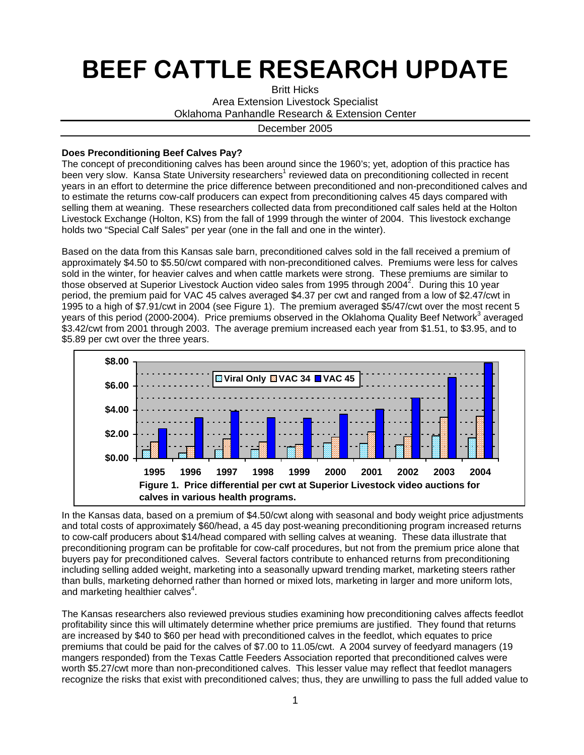# BEEF CATTLE RESEARCH UPDATE

Britt Hicks
Area Extension Livestock Specialist
Oklahoma Panhandle Research & Extension Center

December 2005

**Does Preconditioning Beef Calves Pay?**

The concept of preconditioning calves has been around since the 1960's; yet, adoption of this practice has been very slow. Kansa State University researchers[1] reviewed data on preconditioning collected in recent years in an effort to determine the price difference between preconditioned and non-preconditioned calves and to estimate the returns cow-calf producers can expect from preconditioning calves 45 days compared with selling them at weaning. These researchers collected data from preconditioned calf sales held at the Holton Livestock Exchange (Holton, KS) from the fall of 1999 through the winter of 2004. This livestock exchange holds two "Special Calf Sales" per year (one in the fall and one in the winter).

Based on the data from this Kansas sale barn, preconditioned calves sold in the fall received a premium of approximately $4.50 to $5.50/cwt compared with non-preconditioned calves. Premiums were less for calves sold in the winter, for heavier calves and when cattle markets were strong. These premiums are similar to those observed at Superior Livestock Auction video sales from 1995 through 2004[2]. During this 10 year period, the premium paid for VAC 45 calves averaged $4.37 per cwt and ranged from a low of $2.47/cwt in 1995 to a high of $7.91/cwt in 2004 (see Figure 1). The premium averaged $5/47/cwt over the most recent 5 years of this period (2000-2004). Price premiums observed in the Oklahoma Quality Beef Network[3] averaged $3.42/cwt from 2001 through 2003. The average premium increased each year from $1.51, to $3.95, and to $5.89 per cwt over the three years.

**Figure 1. Price differential per cwt at Superior Livestock video auctions for calves in various health programs.**

In the Kansas data, based on a premium of $4.50/cwt along with seasonal and body weight price adjustments and total costs of approximately $60/head, a 45 day post-weaning preconditioning program increased returns to cow-calf producers about $14/head compared with selling calves at weaning. These data illustrate that preconditioning program can be profitable for cow-calf procedures, but not from the premium price alone that buyers pay for preconditioned calves. Several factors contribute to enhanced returns from preconditioning including selling added weight, marketing into a seasonally upward trending market, marketing steers rather than bulls, marketing dehorned rather than horned or mixed lots, marketing in larger and more uniform lots, and marketing healthier calves[4].

The Kansas researchers also reviewed previous studies examining how preconditioning calves affects feedlot profitability since this will ultimately determine whether price premiums are justified. They found that returns are increased by $40 to $60 per head with preconditioned calves in the feedlot, which equates to price premiums that could be paid for the calves of $7.00 to 11.05/cwt. A 2004 survey of feedyard managers (19 mangers responded) from the Texas Cattle Feeders Association reported that preconditioned calves were worth $5.27/cwt more than non-preconditioned calves. This lesser value may reflect that feedlot managers recognize the risks that exist with preconditioned calves; thus, they are unwilling to pass the full added value to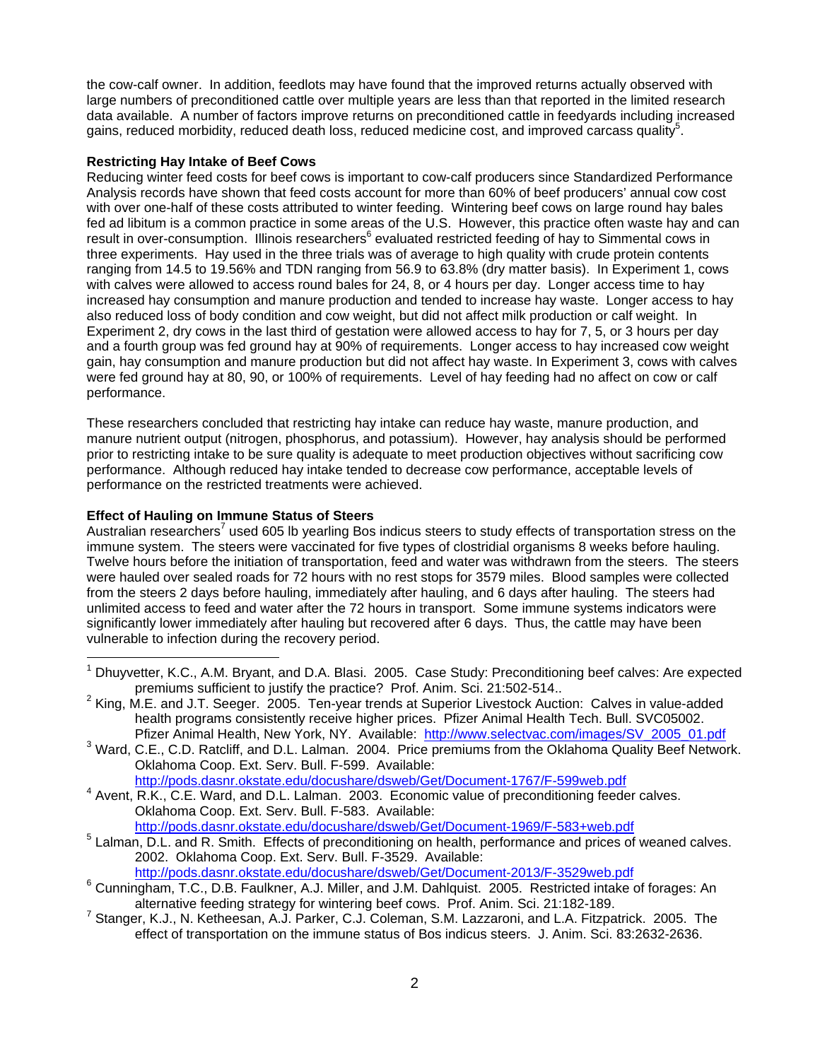the cow-calf owner. In addition, feedlots may have found that the improved returns actually observed with large numbers of preconditioned cattle over multiple years are less than that reported in the limited research data available. A number of factors improve returns on preconditioned cattle in feedyards including increased gains, reduced morbidity, reduced death loss, reduced medicine cost, and improved carcass quality[5].

**Restricting Hay Intake of Beef Cows**

Reducing winter feed costs for beef cows is important to cow-calf producers since Standardized Performance Analysis records have shown that feed costs account for more than 60% of beef producers' annual cow cost with over one-half of these costs attributed to winter feeding. Wintering beef cows on large round hay bales fed ad libitum is a common practice in some areas of the U.S. However, this practice often waste hay and can result in over-consumption. Illinois researchers[6] evaluated restricted feeding of hay to Simmental cows in three experiments. Hay used in the three trials was of average to high quality with crude protein contents ranging from 14.5 to 19.56% and TDN ranging from 56.9 to 63.8% (dry matter basis). In Experiment 1, cows with calves were allowed to access round bales for 24, 8, or 4 hours per day. Longer access time to hay increased hay consumption and manure production and tended to increase hay waste. Longer access to hay also reduced loss of body condition and cow weight, but did not affect milk production or calf weight. In Experiment 2, dry cows in the last third of gestation were allowed access to hay for 7, 5, or 3 hours per day and a fourth group was fed ground hay at 90% of requirements. Longer access to hay increased cow weight gain, hay consumption and manure production but did not affect hay waste. In Experiment 3, cows with calves were fed ground hay at 80, 90, or 100% of requirements. Level of hay feeding had no affect on cow or calf performance.

These researchers concluded that restricting hay intake can reduce hay waste, manure production, and manure nutrient output (nitrogen, phosphorus, and potassium). However, hay analysis should be performed prior to restricting intake to be sure quality is adequate to meet production objectives without sacrificing cow performance. Although reduced hay intake tended to decrease cow performance, acceptable levels of performance on the restricted treatments were achieved.

**Effect of Hauling on Immune Status of Steers**

Australian researchers[7] used 605 lb yearling Bos indicus steers to study effects of transportation stress on the immune system. The steers were vaccinated for five types of clostridial organisms 8 weeks before hauling. Twelve hours before the initiation of transportation, feed and water was withdrawn from the steers. The steers were hauled over sealed roads for 72 hours with no rest stops for 3579 miles. Blood samples were collected from the steers 2 days before hauling, immediately after hauling, and 6 days after hauling. The steers had unlimited access to feed and water after the 72 hours in transport. Some immune systems indicators were significantly lower immediately after hauling but recovered after 6 days. Thus, the cattle may have been vulnerable to infection during the recovery period.

---

[1] Dhuyvetter, K.C., A.M. Bryant, and D.A. Blasi. 2005. Case Study: Preconditioning beef calves: Are expected premiums sufficient to justify the practice? Prof. Anim. Sci. 21:502-514..

[2] King, M.E. and J.T. Seeger. 2005. Ten-year trends at Superior Livestock Auction: Calves in value-added health programs consistently receive higher prices. Pfizer Animal Health Tech. Bull. SVC05002. Pfizer Animal Health, New York, NY. Available: http://www.selectvac.com/images/SV_2005_01.pdf

[3] Ward, C.E., C.D. Ratcliff, and D.L. Lalman. 2004. Price premiums from the Oklahoma Quality Beef Network. Oklahoma Coop. Ext. Serv. Bull. F-599. Available: http://pods.dasnr.okstate.edu/docushare/dsweb/Get/Document-1767/F-599web.pdf

[4] Avent, R.K., C.E. Ward, and D.L. Lalman. 2003. Economic value of preconditioning feeder calves. Oklahoma Coop. Ext. Serv. Bull. F-583. Available: http://pods.dasnr.okstate.edu/docushare/dsweb/Get/Document-1969/F-583+web.pdf

[5] Lalman, D.L. and R. Smith. Effects of preconditioning on health, performance and prices of weaned calves. 2002. Oklahoma Coop. Ext. Serv. Bull. F-3529. Available: http://pods.dasnr.okstate.edu/docushare/dsweb/Get/Document-2013/F-3529web.pdf

[6] Cunningham, T.C., D.B. Faulkner, A.J. Miller, and J.M. Dahlquist. 2005. Restricted intake of forages: An alternative feeding strategy for wintering beef cows. Prof. Anim. Sci. 21:182-189.

[7] Stanger, K.J., N. Ketheesan, A.J. Parker, C.J. Coleman, S.M. Lazzaroni, and L.A. Fitzpatrick. 2005. The effect of transportation on the immune status of Bos indicus steers. J. Anim. Sci. 83:2632-2636.